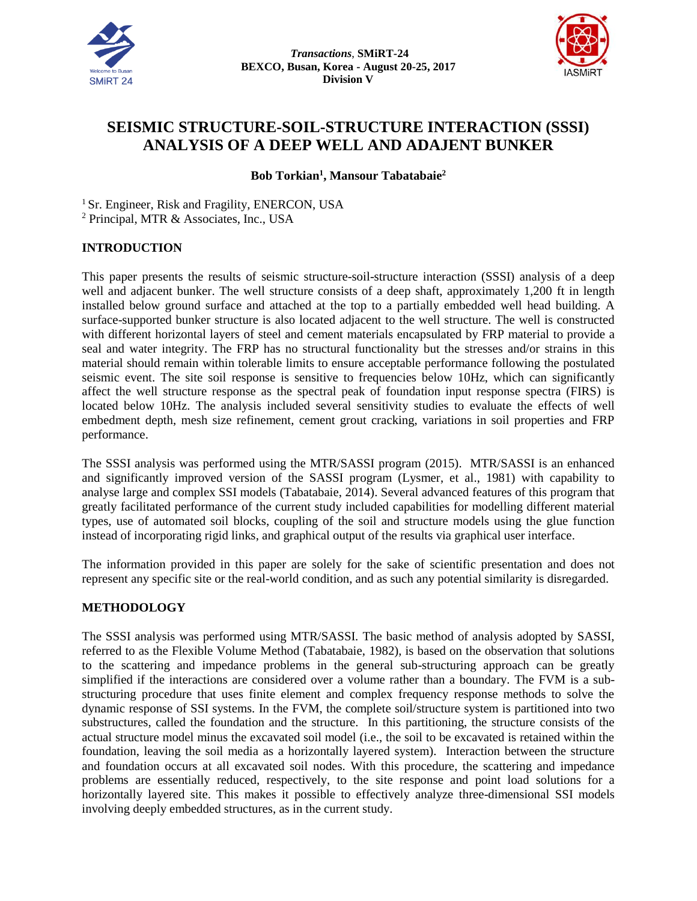# SEISMIC STRUCTURE-SOIL-STRUCTURE INTERACTION (SSSI) ANALYSIS OF A DEEP WELL AND ADAJENT BUNKER

**Bob Torkian[1], Mansour Tabatabaie[2]**

[1] Sr. Engineer, Risk and Fragility, ENERCON, USA
[2] Principal, MTR & Associates, Inc., USA

## INTRODUCTION

This paper presents the results of seismic structure-soil-structure interaction (SSSI) analysis of a deep well and adjacent bunker. The well structure consists of a deep shaft, approximately 1,200 ft in length installed below ground surface and attached at the top to a partially embedded well head building. A surface-supported bunker structure is also located adjacent to the well structure. The well is constructed with different horizontal layers of steel and cement materials encapsulated by FRP material to provide a seal and water integrity. The FRP has no structural functionality but the stresses and/or strains in this material should remain within tolerable limits to ensure acceptable performance following the postulated seismic event. The site soil response is sensitive to frequencies below 10Hz, which can significantly affect the well structure response as the spectral peak of foundation input response spectra (FIRS) is located below 10Hz. The analysis included several sensitivity studies to evaluate the effects of well embedment depth, mesh size refinement, cement grout cracking, variations in soil properties and FRP performance.

The SSSI analysis was performed using the MTR/SASSI program (2015). MTR/SASSI is an enhanced and significantly improved version of the SASSI program (Lysmer, et al., 1981) with capability to analyse large and complex SSI models (Tabatabaie, 2014). Several advanced features of this program that greatly facilitated performance of the current study included capabilities for modelling different material types, use of automated soil blocks, coupling of the soil and structure models using the glue function instead of incorporating rigid links, and graphical output of the results via graphical user interface.

The information provided in this paper are solely for the sake of scientific presentation and does not represent any specific site or the real-world condition, and as such any potential similarity is disregarded.

## METHODOLOGY

The SSSI analysis was performed using MTR/SASSI. The basic method of analysis adopted by SASSI, referred to as the Flexible Volume Method (Tabatabaie, 1982), is based on the observation that solutions to the scattering and impedance problems in the general sub-structuring approach can be greatly simplified if the interactions are considered over a volume rather than a boundary. The FVM is a sub-structuring procedure that uses finite element and complex frequency response methods to solve the dynamic response of SSI systems. In the FVM, the complete soil/structure system is partitioned into two substructures, called the foundation and the structure. In this partitioning, the structure consists of the actual structure model minus the excavated soil model (i.e., the soil to be excavated is retained within the foundation, leaving the soil media as a horizontally layered system). Interaction between the structure and foundation occurs at all excavated soil nodes. With this procedure, the scattering and impedance problems are essentially reduced, respectively, to the site response and point load solutions for a horizontally layered site. This makes it possible to effectively analyze three-dimensional SSI models involving deeply embedded structures, as in the current study.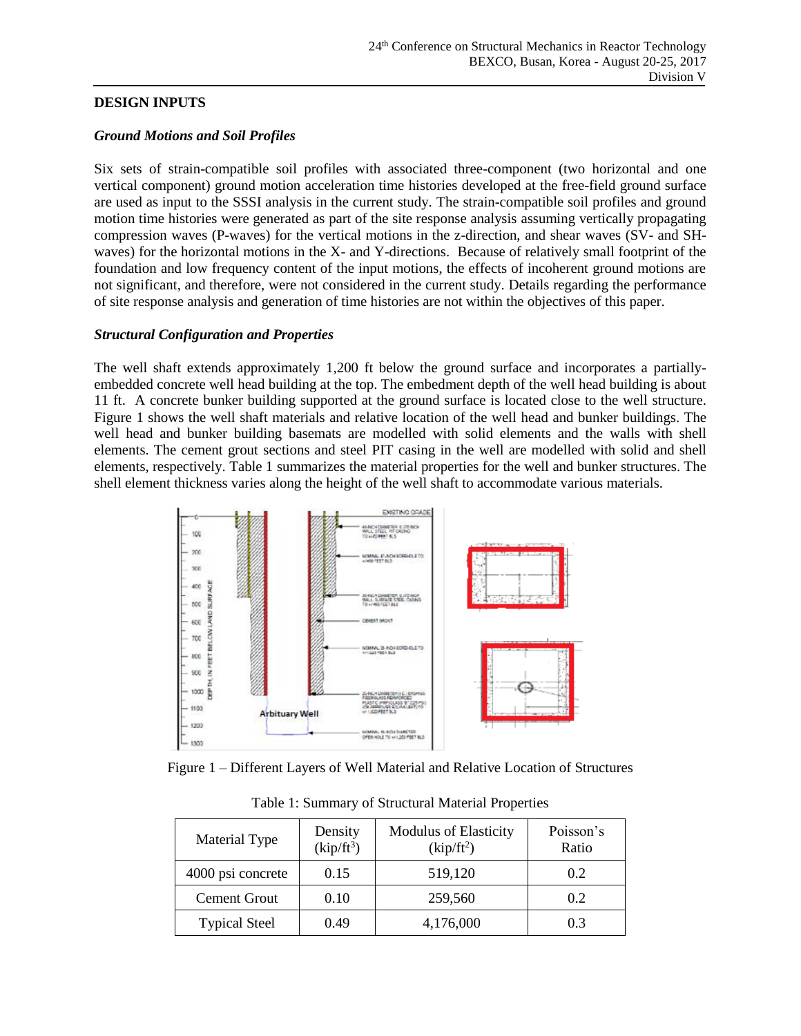## DESIGN INPUTS

### *Ground Motions and Soil Profiles*

Six sets of strain-compatible soil profiles with associated three-component (two horizontal and one vertical component) ground motion acceleration time histories developed at the free-field ground surface are used as input to the SSSI analysis in the current study. The strain-compatible soil profiles and ground motion time histories were generated as part of the site response analysis assuming vertically propagating compression waves (P-waves) for the vertical motions in the z-direction, and shear waves (SV- and SH-waves) for the horizontal motions in the X- and Y-directions. Because of relatively small footprint of the foundation and low frequency content of the input motions, the effects of incoherent ground motions are not significant, and therefore, were not considered in the current study. Details regarding the performance of site response analysis and generation of time histories are not within the objectives of this paper.

### *Structural Configuration and Properties*

The well shaft extends approximately 1,200 ft below the ground surface and incorporates a partially-embedded concrete well head building at the top. The embedment depth of the well head building is about 11 ft. A concrete bunker building supported at the ground surface is located close to the well structure. Figure 1 shows the well shaft materials and relative location of the well head and bunker buildings. The well head and bunker building basemats are modelled with solid elements and the walls with shell elements. The cement grout sections and steel PIT casing in the well are modelled with solid and shell elements, respectively. Table 1 summarizes the material properties for the well and bunker structures. The shell element thickness varies along the height of the well shaft to accommodate various materials.

Figure 1 – Different Layers of Well Material and Relative Location of Structures

Table 1: Summary of Structural Material Properties

| Material Type | Density ($kip/ft^3$) | Modulus of Elasticity ($kip/ft^2$) | Poisson's Ratio |
|---|---|---|---|
| 4000 psi concrete | 0.15 | 519,120 | 0.2 |
| Cement Grout | 0.10 | 259,560 | 0.2 |
| Typical Steel | 0.49 | 4,176,000 | 0.3 |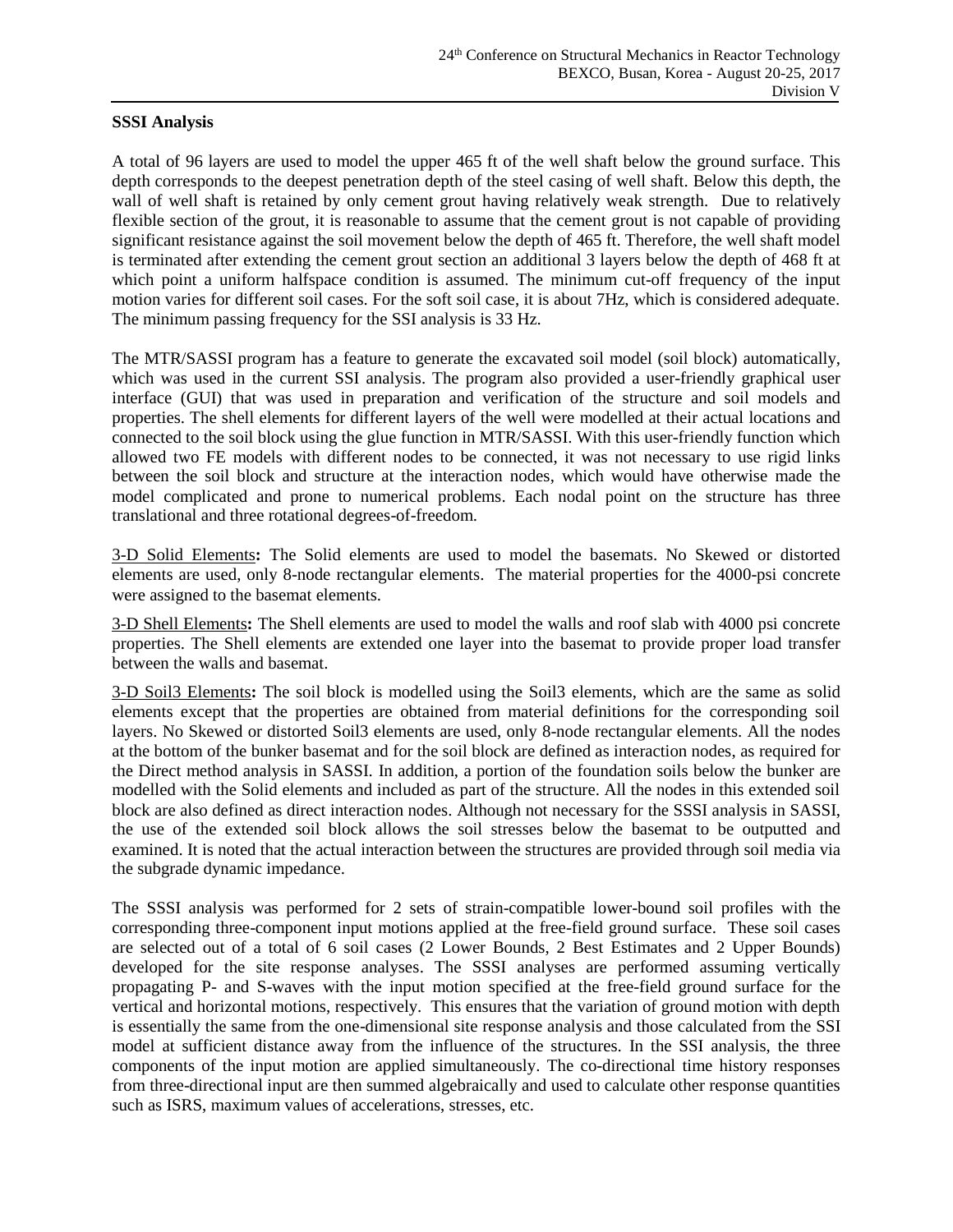**SSSI Analysis**

A total of 96 layers are used to model the upper 465 ft of the well shaft below the ground surface. This depth corresponds to the deepest penetration depth of the steel casing of well shaft. Below this depth, the wall of well shaft is retained by only cement grout having relatively weak strength. Due to relatively flexible section of the grout, it is reasonable to assume that the cement grout is not capable of providing significant resistance against the soil movement below the depth of 465 ft. Therefore, the well shaft model is terminated after extending the cement grout section an additional 3 layers below the depth of 468 ft at which point a uniform halfspace condition is assumed. The minimum cut-off frequency of the input motion varies for different soil cases. For the soft soil case, it is about 7Hz, which is considered adequate. The minimum passing frequency for the SSI analysis is 33 Hz.

The MTR/SASSI program has a feature to generate the excavated soil model (soil block) automatically, which was used in the current SSI analysis. The program also provided a user-friendly graphical user interface (GUI) that was used in preparation and verification of the structure and soil models and properties. The shell elements for different layers of the well were modelled at their actual locations and connected to the soil block using the glue function in MTR/SASSI. With this user-friendly function which allowed two FE models with different nodes to be connected, it was not necessary to use rigid links between the soil block and structure at the interaction nodes, which would have otherwise made the model complicated and prone to numerical problems. Each nodal point on the structure has three translational and three rotational degrees-of-freedom.

<u>3-D Solid Elements</u>**:** The Solid elements are used to model the basemats. No Skewed or distorted elements are used, only 8-node rectangular elements. The material properties for the 4000-psi concrete were assigned to the basemat elements.

<u>3-D Shell Elements</u>**:** The Shell elements are used to model the walls and roof slab with 4000 psi concrete properties. The Shell elements are extended one layer into the basemat to provide proper load transfer between the walls and basemat.

<u>3-D Soil3 Elements</u>**:** The soil block is modelled using the Soil3 elements, which are the same as solid elements except that the properties are obtained from material definitions for the corresponding soil layers. No Skewed or distorted Soil3 elements are used, only 8-node rectangular elements. All the nodes at the bottom of the bunker basemat and for the soil block are defined as interaction nodes, as required for the Direct method analysis in SASSI. In addition, a portion of the foundation soils below the bunker are modelled with the Solid elements and included as part of the structure. All the nodes in this extended soil block are also defined as direct interaction nodes. Although not necessary for the SSSI analysis in SASSI, the use of the extended soil block allows the soil stresses below the basemat to be outputted and examined. It is noted that the actual interaction between the structures are provided through soil media via the subgrade dynamic impedance.

The SSSI analysis was performed for 2 sets of strain-compatible lower-bound soil profiles with the corresponding three-component input motions applied at the free-field ground surface. These soil cases are selected out of a total of 6 soil cases (2 Lower Bounds, 2 Best Estimates and 2 Upper Bounds) developed for the site response analyses. The SSSI analyses are performed assuming vertically propagating P- and S-waves with the input motion specified at the free-field ground surface for the vertical and horizontal motions, respectively. This ensures that the variation of ground motion with depth is essentially the same from the one-dimensional site response analysis and those calculated from the SSI model at sufficient distance away from the influence of the structures. In the SSI analysis, the three components of the input motion are applied simultaneously. The co-directional time history responses from three-directional input are then summed algebraically and used to calculate other response quantities such as ISRS, maximum values of accelerations, stresses, etc.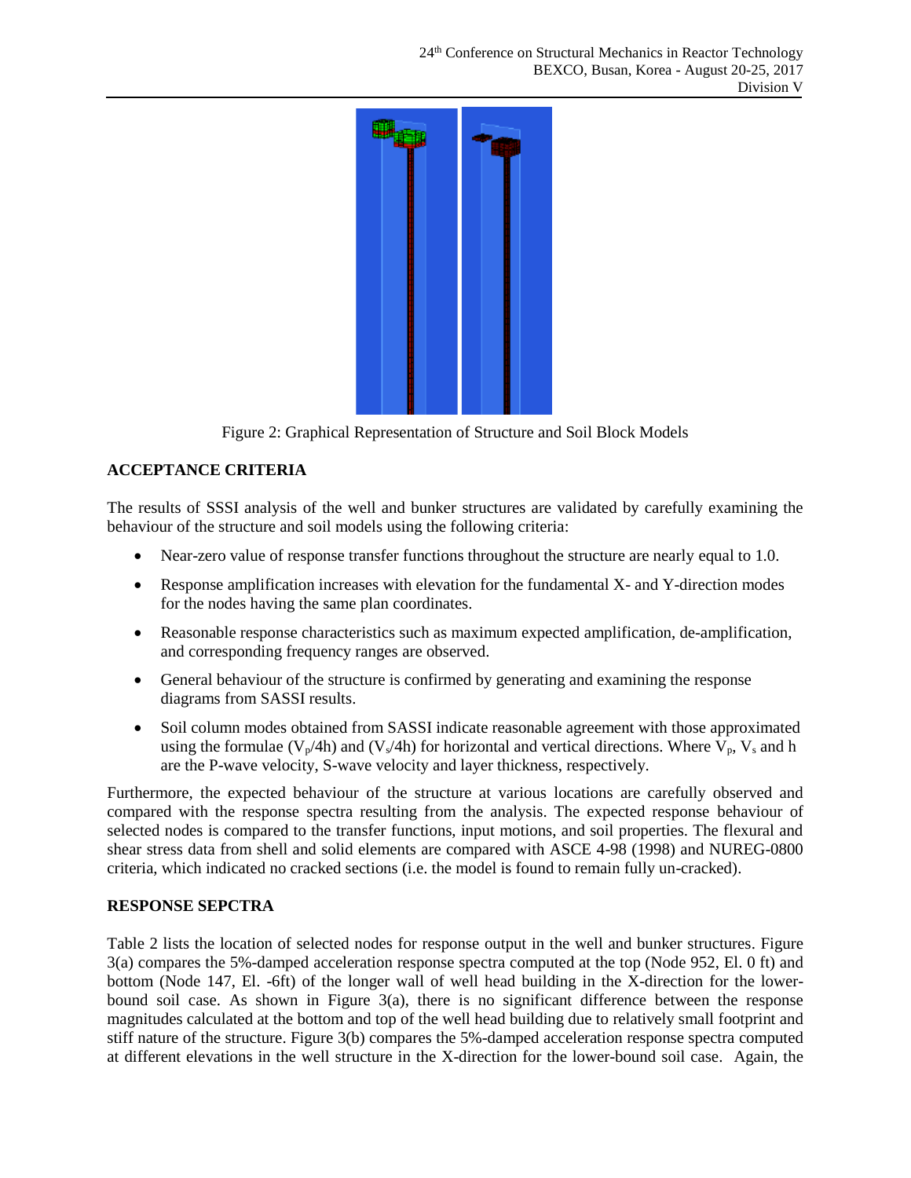Figure 2: Graphical Representation of Structure and Soil Block Models

## ACCEPTANCE CRITERIA

The results of SSSI analysis of the well and bunker structures are validated by carefully examining the behaviour of the structure and soil models using the following criteria:

- Near-zero value of response transfer functions throughout the structure are nearly equal to 1.0.
- Response amplification increases with elevation for the fundamental X- and Y-direction modes for the nodes having the same plan coordinates.
- Reasonable response characteristics such as maximum expected amplification, de-amplification, and corresponding frequency ranges are observed.
- General behaviour of the structure is confirmed by generating and examining the response diagrams from SASSI results.
- Soil column modes obtained from SASSI indicate reasonable agreement with those approximated using the formulae ($V_p/4h$) and ($V_s/4h$) for horizontal and vertical directions. Where $V_p$, $V_s$ and h are the P-wave velocity, S-wave velocity and layer thickness, respectively.

Furthermore, the expected behaviour of the structure at various locations are carefully observed and compared with the response spectra resulting from the analysis. The expected response behaviour of selected nodes is compared to the transfer functions, input motions, and soil properties. The flexural and shear stress data from shell and solid elements are compared with ASCE 4-98 (1998) and NUREG-0800 criteria, which indicated no cracked sections (i.e. the model is found to remain fully un-cracked).

## RESPONSE SEPCTRA

Table 2 lists the location of selected nodes for response output in the well and bunker structures. Figure 3(a) compares the 5%-damped acceleration response spectra computed at the top (Node 952, El. 0 ft) and bottom (Node 147, El. -6ft) of the longer wall of well head building in the X-direction for the lower-bound soil case. As shown in Figure 3(a), there is no significant difference between the response magnitudes calculated at the bottom and top of the well head building due to relatively small footprint and stiff nature of the structure. Figure 3(b) compares the 5%-damped acceleration response spectra computed at different elevations in the well structure in the X-direction for the lower-bound soil case. Again, the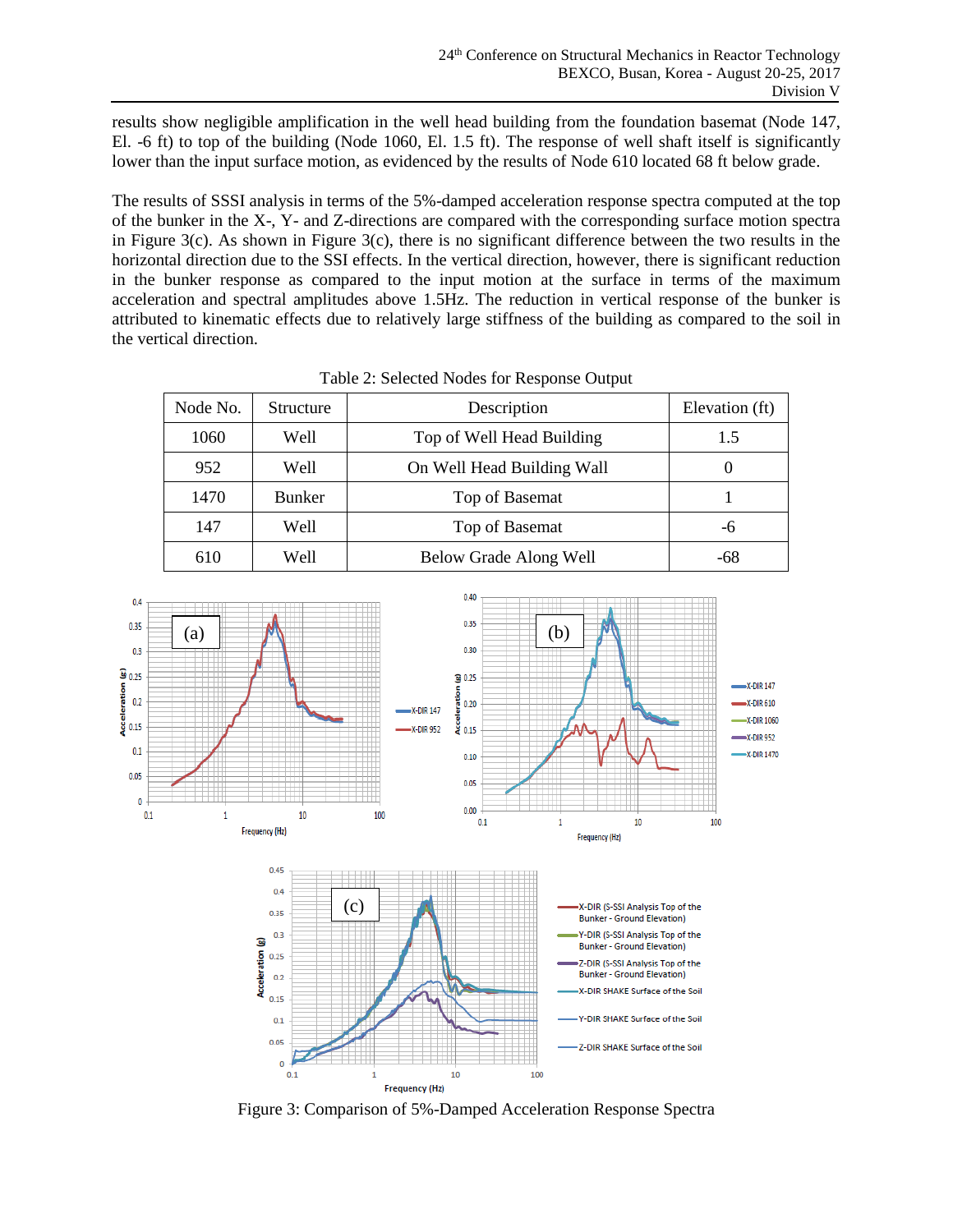results show negligible amplification in the well head building from the foundation basemat (Node 147, El. -6 ft) to top of the building (Node 1060, El. 1.5 ft). The response of well shaft itself is significantly lower than the input surface motion, as evidenced by the results of Node 610 located 68 ft below grade.

The results of SSSI analysis in terms of the 5%-damped acceleration response spectra computed at the top of the bunker in the X-, Y- and Z-directions are compared with the corresponding surface motion spectra in Figure 3(c). As shown in Figure 3(c), there is no significant difference between the two results in the horizontal direction due to the SSI effects. In the vertical direction, however, there is significant reduction in the bunker response as compared to the input motion at the surface in terms of the maximum acceleration and spectral amplitudes above 1.5Hz. The reduction in vertical response of the bunker is attributed to kinematic effects due to relatively large stiffness of the building as compared to the soil in the vertical direction.

Table 2: Selected Nodes for Response Output

| Node No. | Structure | Description | Elevation (ft) |
|---|---|---|---|
| 1060 | Well | Top of Well Head Building | 1.5 |
| 952 | Well | On Well Head Building Wall | 0 |
| 1470 | Bunker | Top of Basemat | 1 |
| 147 | Well | Top of Basemat | -6 |
| 610 | Well | Below Grade Along Well | -68 |

Figure 3: Comparison of 5%-Damped Acceleration Response Spectra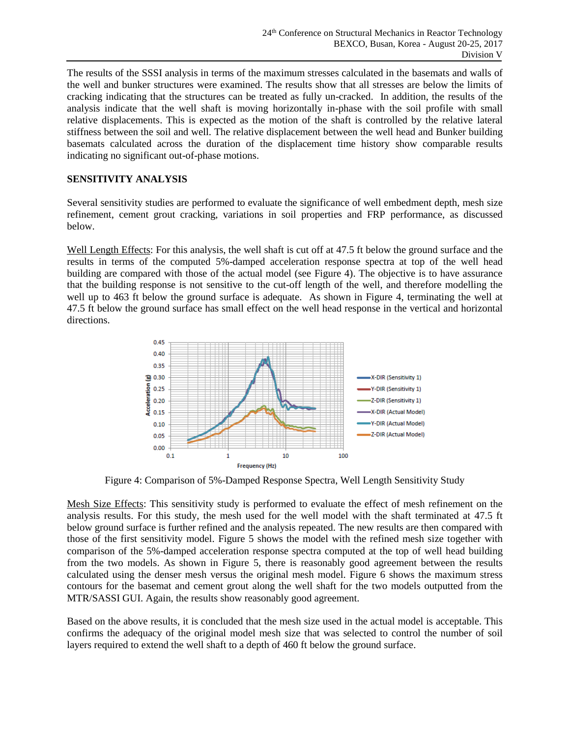The results of the SSSI analysis in terms of the maximum stresses calculated in the basemats and walls of the well and bunker structures were examined. The results show that all stresses are below the limits of cracking indicating that the structures can be treated as fully un-cracked. In addition, the results of the analysis indicate that the well shaft is moving horizontally in-phase with the soil profile with small relative displacements. This is expected as the motion of the shaft is controlled by the relative lateral stiffness between the soil and well. The relative displacement between the well head and Bunker building basemats calculated across the duration of the displacement time history show comparable results indicating no significant out-of-phase motions.

## SENSITIVITY ANALYSIS

Several sensitivity studies are performed to evaluate the significance of well embedment depth, mesh size refinement, cement grout cracking, variations in soil properties and FRP performance, as discussed below.

Well Length Effects: For this analysis, the well shaft is cut off at 47.5 ft below the ground surface and the results in terms of the computed 5%-damped acceleration response spectra at top of the well head building are compared with those of the actual model (see Figure 4). The objective is to have assurance that the building response is not sensitive to the cut-off length of the well, and therefore modelling the well up to 463 ft below the ground surface is adequate. As shown in Figure 4, terminating the well at 47.5 ft below the ground surface has small effect on the well head response in the vertical and horizontal directions.

Figure 4: Comparison of 5%-Damped Response Spectra, Well Length Sensitivity Study

Mesh Size Effects: This sensitivity study is performed to evaluate the effect of mesh refinement on the analysis results. For this study, the mesh used for the well model with the shaft terminated at 47.5 ft below ground surface is further refined and the analysis repeated. The new results are then compared with those of the first sensitivity model. Figure 5 shows the model with the refined mesh size together with comparison of the 5%-damped acceleration response spectra computed at the top of well head building from the two models. As shown in Figure 5, there is reasonably good agreement between the results calculated using the denser mesh versus the original mesh model. Figure 6 shows the maximum stress contours for the basemat and cement grout along the well shaft for the two models outputted from the MTR/SASSI GUI. Again, the results show reasonably good agreement.

Based on the above results, it is concluded that the mesh size used in the actual model is acceptable. This confirms the adequacy of the original model mesh size that was selected to control the number of soil layers required to extend the well shaft to a depth of 460 ft below the ground surface.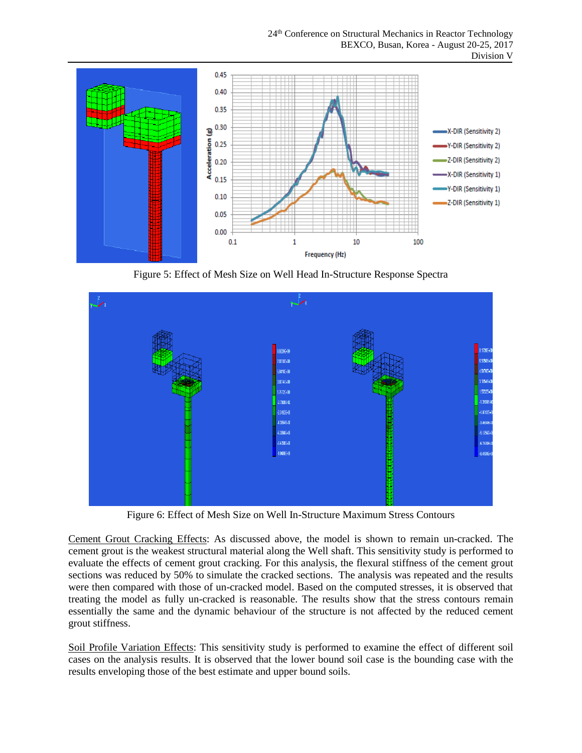Figure 5: Effect of Mesh Size on Well Head In-Structure Response Spectra

Figure 6: Effect of Mesh Size on Well In-Structure Maximum Stress Contours

Cement Grout Cracking Effects: As discussed above, the model is shown to remain un-cracked. The cement grout is the weakest structural material along the Well shaft. This sensitivity study is performed to evaluate the effects of cement grout cracking. For this analysis, the flexural stiffness of the cement grout sections was reduced by 50% to simulate the cracked sections. The analysis was repeated and the results were then compared with those of un-cracked model. Based on the computed stresses, it is observed that treating the model as fully un-cracked is reasonable. The results show that the stress contours remain essentially the same and the dynamic behaviour of the structure is not affected by the reduced cement grout stiffness.

Soil Profile Variation Effects: This sensitivity study is performed to examine the effect of different soil cases on the analysis results. It is observed that the lower bound soil case is the bounding case with the results enveloping those of the best estimate and upper bound soils.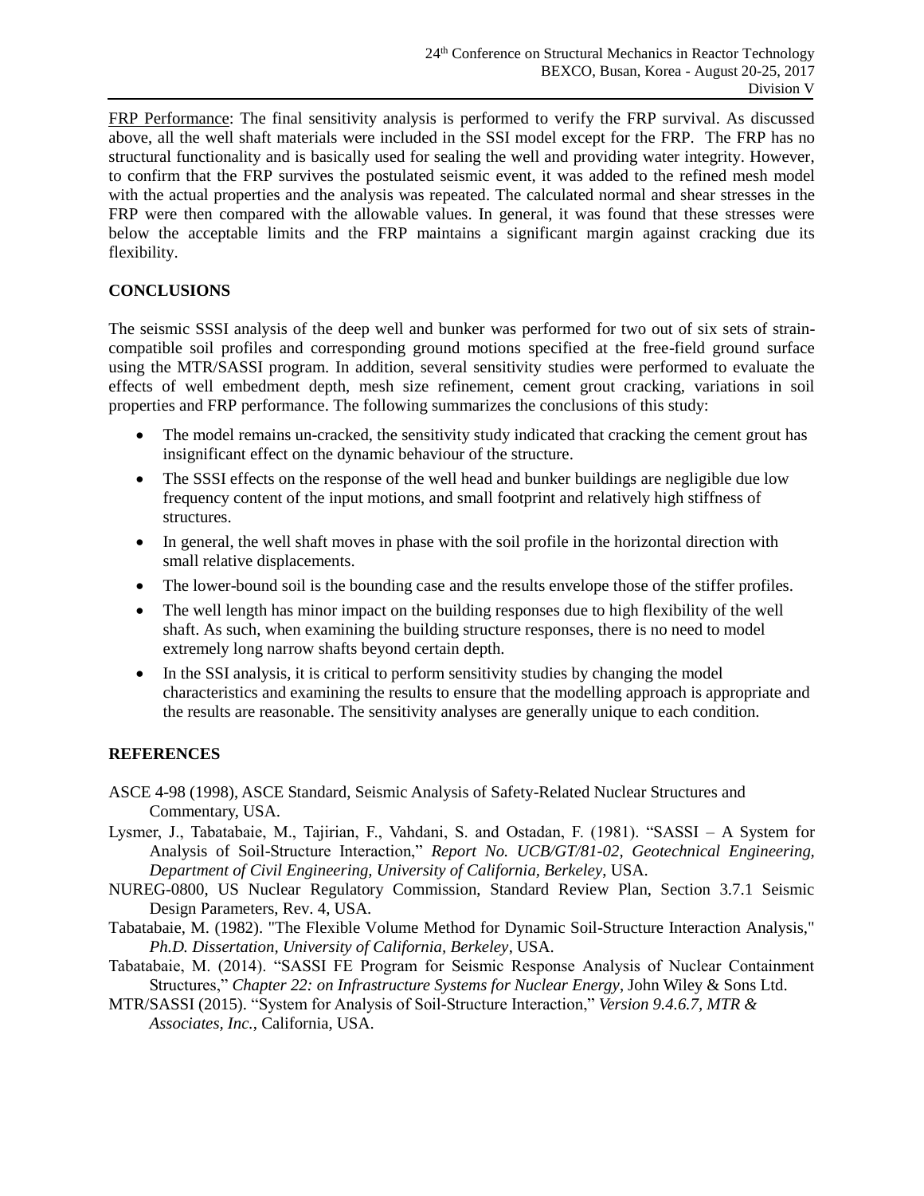FRP Performance: The final sensitivity analysis is performed to verify the FRP survival. As discussed above, all the well shaft materials were included in the SSI model except for the FRP. The FRP has no structural functionality and is basically used for sealing the well and providing water integrity. However, to confirm that the FRP survives the postulated seismic event, it was added to the refined mesh model with the actual properties and the analysis was repeated. The calculated normal and shear stresses in the FRP were then compared with the allowable values. In general, it was found that these stresses were below the acceptable limits and the FRP maintains a significant margin against cracking due its flexibility.

## CONCLUSIONS

The seismic SSSI analysis of the deep well and bunker was performed for two out of six sets of strain-compatible soil profiles and corresponding ground motions specified at the free-field ground surface using the MTR/SASSI program. In addition, several sensitivity studies were performed to evaluate the effects of well embedment depth, mesh size refinement, cement grout cracking, variations in soil properties and FRP performance. The following summarizes the conclusions of this study:

- The model remains un-cracked, the sensitivity study indicated that cracking the cement grout has insignificant effect on the dynamic behaviour of the structure.
- The SSSI effects on the response of the well head and bunker buildings are negligible due low frequency content of the input motions, and small footprint and relatively high stiffness of structures.
- In general, the well shaft moves in phase with the soil profile in the horizontal direction with small relative displacements.
- The lower-bound soil is the bounding case and the results envelope those of the stiffer profiles.
- The well length has minor impact on the building responses due to high flexibility of the well shaft. As such, when examining the building structure responses, there is no need to model extremely long narrow shafts beyond certain depth.
- In the SSI analysis, it is critical to perform sensitivity studies by changing the model characteristics and examining the results to ensure that the modelling approach is appropriate and the results are reasonable. The sensitivity analyses are generally unique to each condition.

## REFERENCES

ASCE 4-98 (1998), ASCE Standard, Seismic Analysis of Safety-Related Nuclear Structures and Commentary, USA.

Lysmer, J., Tabatabaie, M., Tajirian, F., Vahdani, S. and Ostadan, F. (1981). "SASSI – A System for Analysis of Soil-Structure Interaction," *Report No. UCB/GT/81-02, Geotechnical Engineering, Department of Civil Engineering, University of California, Berkeley*, USA.

NUREG-0800, US Nuclear Regulatory Commission, Standard Review Plan, Section 3.7.1 Seismic Design Parameters, Rev. 4, USA.

Tabatabaie, M. (1982). "The Flexible Volume Method for Dynamic Soil-Structure Interaction Analysis," *Ph.D. Dissertation, University of California, Berkeley*, USA.

Tabatabaie, M. (2014). "SASSI FE Program for Seismic Response Analysis of Nuclear Containment Structures," *Chapter 22: on Infrastructure Systems for Nuclear Energy*, John Wiley & Sons Ltd.

MTR/SASSI (2015). "System for Analysis of Soil-Structure Interaction," *Version 9.4.6.7, MTR & Associates, Inc.*, California, USA.